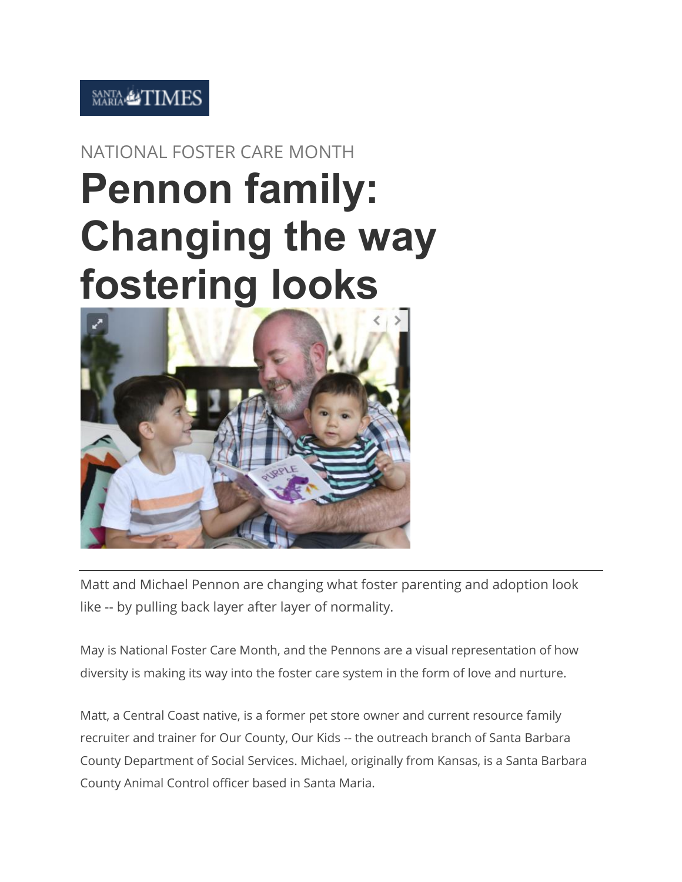SANTA MARIA TIMES

NATIONAL FOSTER CARE MONTH

# Pennon family: Changing the way fostering looks

Matt and Michael Pennon are changing what foster parenting and adoption look like -- by pulling back layer after layer of normality.

May is National Foster Care Month, and the Pennons are a visual representation of how diversity is making its way into the foster care system in the form of love and nurture.

Matt, a Central Coast native, is a former pet store owner and current resource family recruiter and trainer for Our County, Our Kids -- the outreach branch of Santa Barbara County Department of Social Services. Michael, originally from Kansas, is a Santa Barbara County Animal Control officer based in Santa Maria.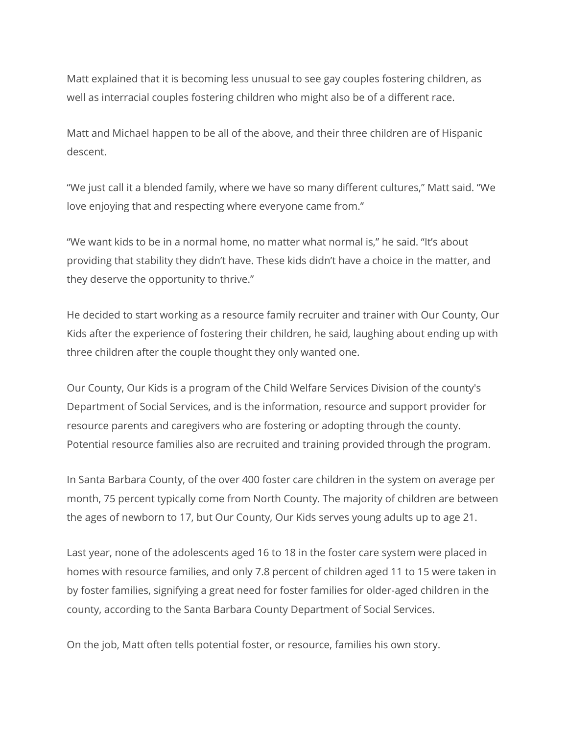Matt explained that it is becoming less unusual to see gay couples fostering children, as well as interracial couples fostering children who might also be of a different race.

Matt and Michael happen to be all of the above, and their three children are of Hispanic descent.

“We just call it a blended family, where we have so many different cultures,” Matt said. “We love enjoying that and respecting where everyone came from.”

“We want kids to be in a normal home, no matter what normal is,” he said. “It’s about providing that stability they didn’t have. These kids didn’t have a choice in the matter, and they deserve the opportunity to thrive.”

He decided to start working as a resource family recruiter and trainer with Our County, Our Kids after the experience of fostering their children, he said, laughing about ending up with three children after the couple thought they only wanted one.

Our County, Our Kids is a program of the Child Welfare Services Division of the county's Department of Social Services, and is the information, resource and support provider for resource parents and caregivers who are fostering or adopting through the county. Potential resource families also are recruited and training provided through the program.

In Santa Barbara County, of the over 400 foster care children in the system on average per month, 75 percent typically come from North County. The majority of children are between the ages of newborn to 17, but Our County, Our Kids serves young adults up to age 21.

Last year, none of the adolescents aged 16 to 18 in the foster care system were placed in homes with resource families, and only 7.8 percent of children aged 11 to 15 were taken in by foster families, signifying a great need for foster families for older-aged children in the county, according to the Santa Barbara County Department of Social Services.

On the job, Matt often tells potential foster, or resource, families his own story.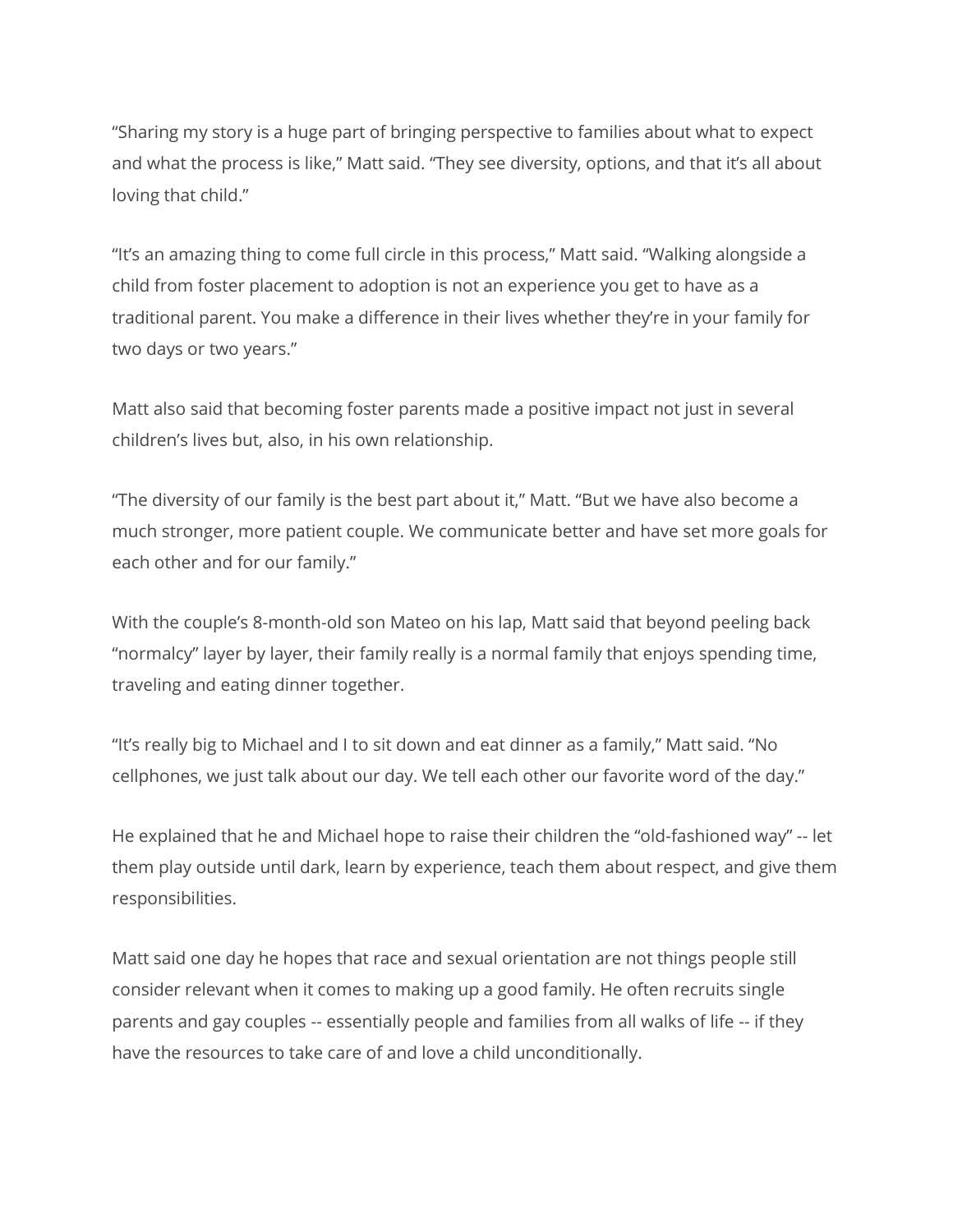“Sharing my story is a huge part of bringing perspective to families about what to expect and what the process is like,” Matt said. “They see diversity, options, and that it’s all about loving that child.”

“It’s an amazing thing to come full circle in this process,” Matt said. “Walking alongside a child from foster placement to adoption is not an experience you get to have as a traditional parent. You make a difference in their lives whether they’re in your family for two days or two years.”

Matt also said that becoming foster parents made a positive impact not just in several children’s lives but, also, in his own relationship.

“The diversity of our family is the best part about it,” Matt. “But we have also become a much stronger, more patient couple. We communicate better and have set more goals for each other and for our family.”

With the couple’s 8-month-old son Mateo on his lap, Matt said that beyond peeling back “normalcy” layer by layer, their family really is a normal family that enjoys spending time, traveling and eating dinner together.

“It’s really big to Michael and I to sit down and eat dinner as a family,” Matt said. “No cellphones, we just talk about our day. We tell each other our favorite word of the day.”

He explained that he and Michael hope to raise their children the “old-fashioned way” -- let them play outside until dark, learn by experience, teach them about respect, and give them responsibilities.

Matt said one day he hopes that race and sexual orientation are not things people still consider relevant when it comes to making up a good family. He often recruits single parents and gay couples -- essentially people and families from all walks of life -- if they have the resources to take care of and love a child unconditionally.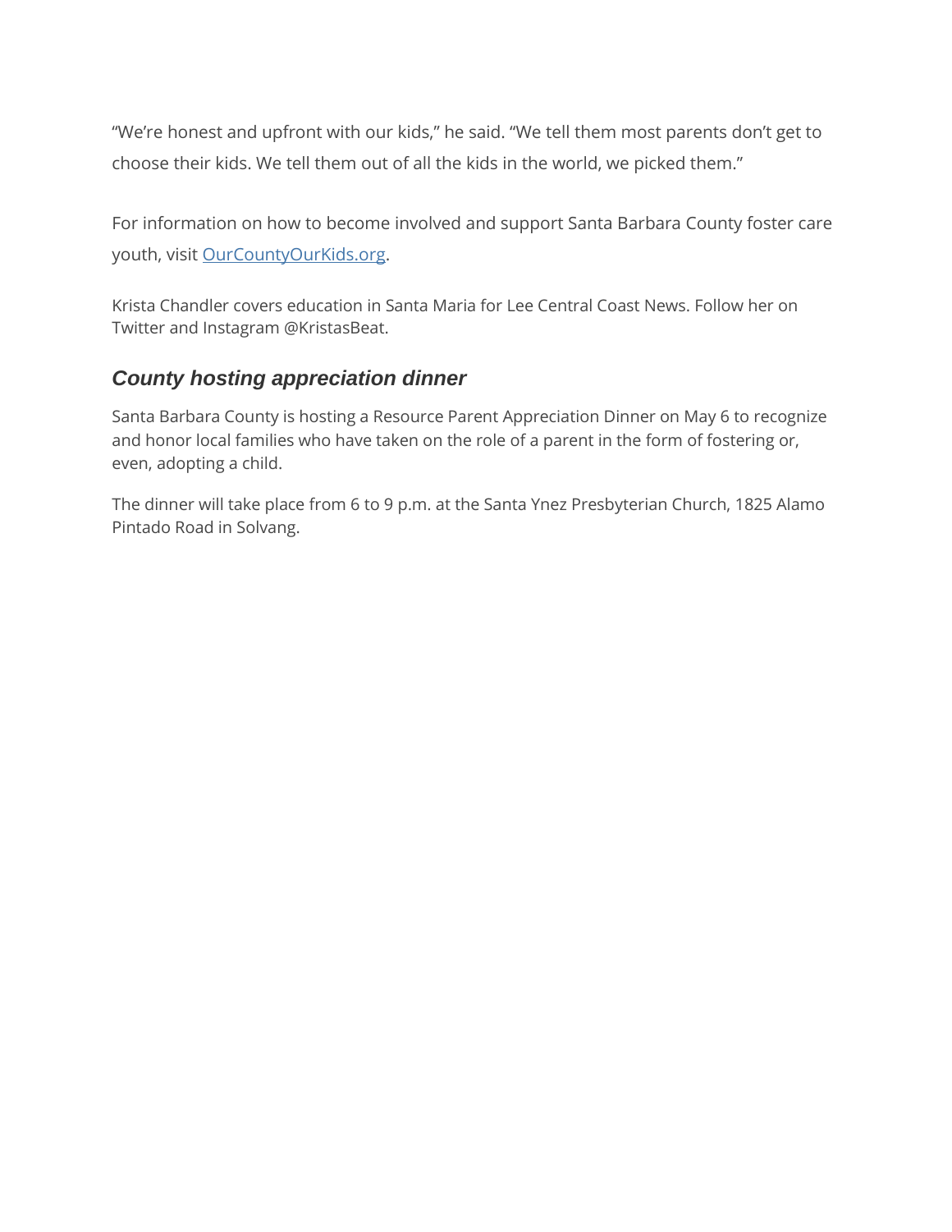"We're honest and upfront with our kids," he said. "We tell them most parents don't get to choose their kids. We tell them out of all the kids in the world, we picked them."

For information on how to become involved and support Santa Barbara County foster care youth, visit [OurCountyOurKids.org](OurCountyOurKids.org).

Krista Chandler covers education in Santa Maria for Lee Central Coast News. Follow her on Twitter and Instagram @KristasBeat.

### *County hosting appreciation dinner*

Santa Barbara County is hosting a Resource Parent Appreciation Dinner on May 6 to recognize and honor local families who have taken on the role of a parent in the form of fostering or, even, adopting a child.

The dinner will take place from 6 to 9 p.m. at the Santa Ynez Presbyterian Church, 1825 Alamo Pintado Road in Solvang.